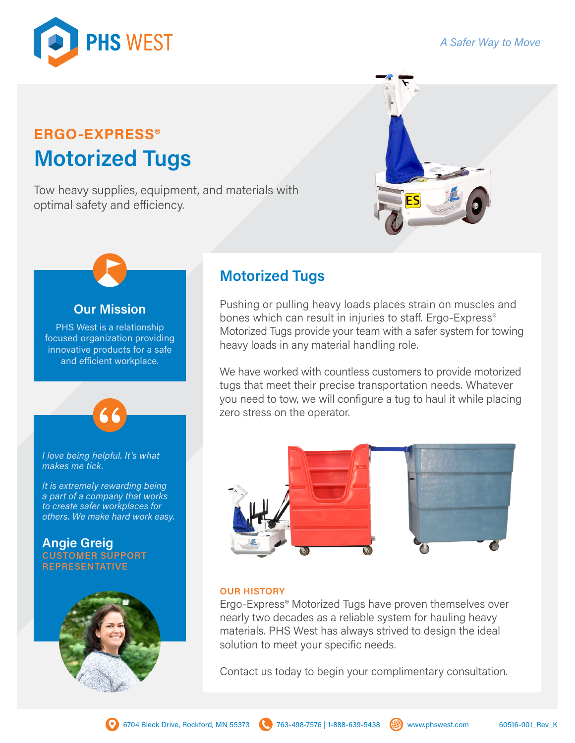PHS WEST

*A Safer Way to Move*

## ERGO-EXPRESS®

# Motorized Tugs

Tow heavy supplies, equipment, and materials with optimal safety and efficiency.

### Our Mission

PHS West is a relationship focused organization providing innovative products for a safe and efficient workplace.

*I love being helpful. It's what makes me tick.*

*It is extremely rewarding being a part of a company that works to create safer workplaces for others. We make hard work easy.*

**Angie Greig**
CUSTOMER SUPPORT REPRESENTATIVE

## Motorized Tugs

Pushing or pulling heavy loads places strain on muscles and bones which can result in injuries to staff. Ergo-Express® Motorized Tugs provide your team with a safer system for towing heavy loads in any material handling role.

We have worked with countless customers to provide motorized tugs that meet their precise transportation needs. Whatever you need to tow, we will configure a tug to haul it while placing zero stress on the operator.

### OUR HISTORY

Ergo-Express® Motorized Tugs have proven themselves over nearly two decades as a reliable system for hauling heavy materials. PHS West has always strived to design the ideal solution to meet your specific needs.

Contact us today to begin your complimentary consultation.

6704 Bleck Drive, Rockford, MN 55373 | 763-498-7576 | 1-888-639-5438 | www.phswest.com | 60516-001_Rev_K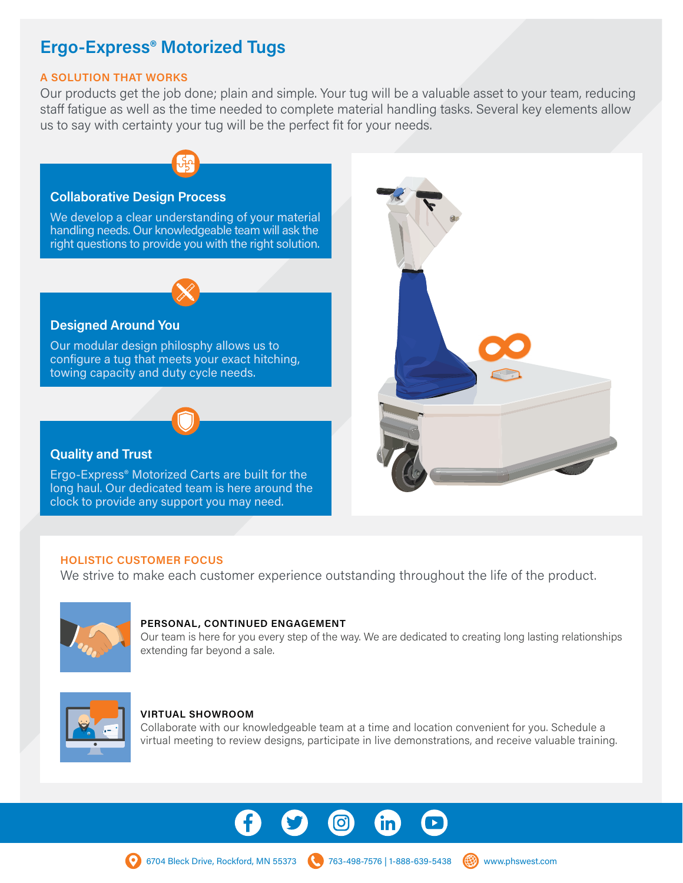# Ergo-Express® Motorized Tugs

## A SOLUTION THAT WORKS

Our products get the job done; plain and simple. Your tug will be a valuable asset to your team, reducing staff fatigue as well as the time needed to complete material handling tasks. Several key elements allow us to say with certainty your tug will be the perfect fit for your needs.

### Collaborative Design Process

We develop a clear understanding of your material handling needs. Our knowledgeable team will ask the right questions to provide you with the right solution.

### Designed Around You

Our modular design philosophy allows us to configure a tug that meets your exact hitching, towing capacity and duty cycle needs.

### Quality and Trust

Ergo-Express® Motorized Carts are built for the long haul. Our dedicated team is here around the clock to provide any support you may need.

## HOLISTIC CUSTOMER FOCUS

We strive to make each customer experience outstanding throughout the life of the product.

### PERSONAL, CONTINUED ENGAGEMENT

Our team is here for you every step of the way. We are dedicated to creating long lasting relationships extending far beyond a sale.

### VIRTUAL SHOWROOM

Collaborate with our knowledgeable team at a time and location convenient for you. Schedule a virtual meeting to review designs, participate in live demonstrations, and receive valuable training.

6704 Bleck Drive, Rockford, MN 55373 | 763-498-7576 | 1-888-639-5438 | www.phswest.com